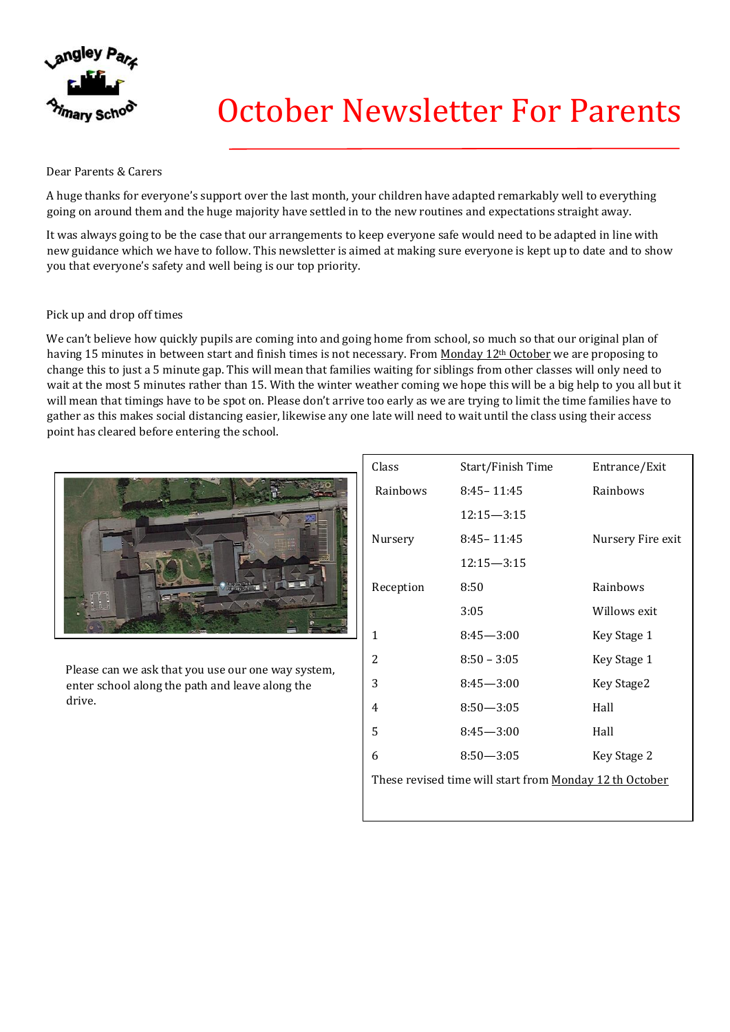# October Newsletter For Parents

Dear Parents & Carers

A huge thanks for everyone's support over the last month, your children have adapted remarkably well to everything going on around them and the huge majority have settled in to the new routines and expectations straight away.

It was always going to be the case that our arrangements to keep everyone safe would need to be adapted in line with new guidance which we have to follow. This newsletter is aimed at making sure everyone is kept up to date and to show you that everyone's safety and well being is our top priority.

Pick up and drop off times

We can't believe how quickly pupils are coming into and going home from school, so much so that our original plan of having 15 minutes in between start and finish times is not necessary. From Monday 12th October we are proposing to change this to just a 5 minute gap. This will mean that families waiting for siblings from other classes will only need to wait at the most 5 minutes rather than 15. With the winter weather coming we hope this will be a big help to you all but it will mean that timings have to be spot on. Please don't arrive too early as we are trying to limit the time families have to gather as this makes social distancing easier, likewise any one late will need to wait until the class using their access point has cleared before entering the school.

Please can we ask that you use our one way system, enter school along the path and leave along the drive.

| Class | Start/Finish Time | Entrance/Exit |
| --- | --- | --- |
| Rainbows | 8:45– 11:45 | Rainbows |
| | 12:15—3:15 | |
| Nursery | 8:45– 11:45 | Nursery Fire exit |
| | 12:15—3:15 | |
| Reception | 8:50 | Rainbows |
| | 3:05 | Willows exit |
| 1 | 8:45—3:00 | Key Stage 1 |
| 2 | 8:50 – 3:05 | Key Stage 1 |
| 3 | 8:45—3:00 | Key Stage2 |
| 4 | 8:50—3:05 | Hall |
| 5 | 8:45—3:00 | Hall |
| 6 | 8:50—3:05 | Key Stage 2 |

These revised time will start from Monday 12 th October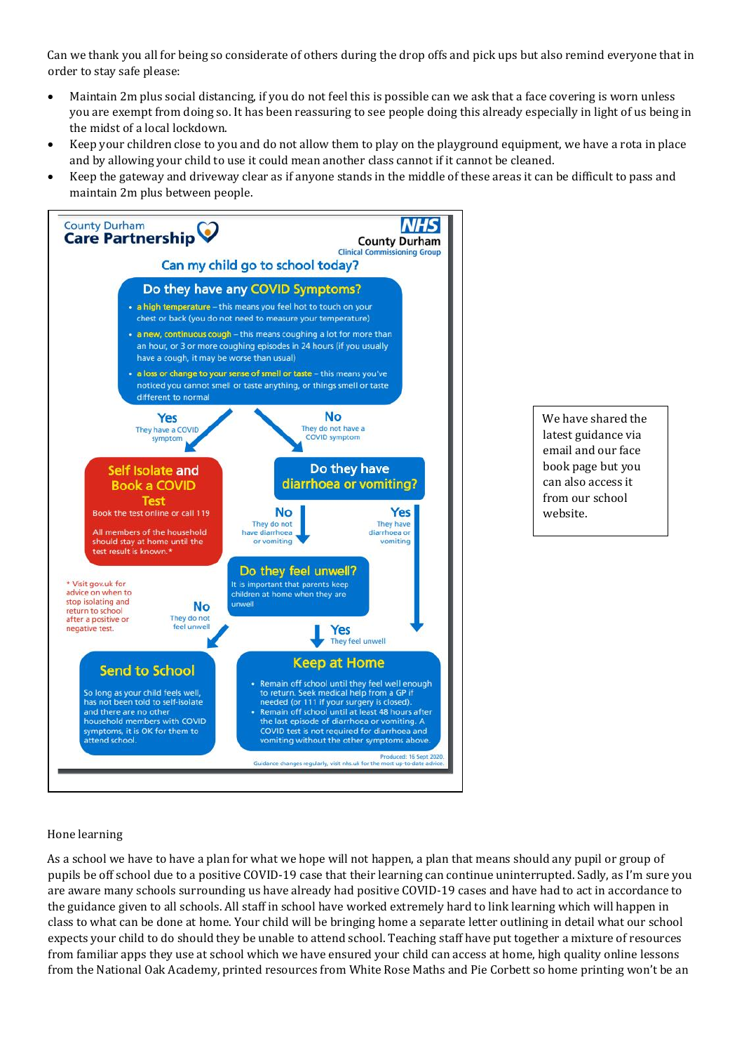Can we thank you all for being so considerate of others during the drop offs and pick ups but also remind everyone that in order to stay safe please:

- Maintain 2m plus social distancing, if you do not feel this is possible can we ask that a face covering is worn unless you are exempt from doing so. It has been reassuring to see people doing this already especially in light of us being in the midst of a local lockdown.
- Keep your children close to you and do not allow them to play on the playground equipment, we have a rota in place and by allowing your child to use it could mean another class cannot if it cannot be cleaned.
- Keep the gateway and driveway clear as if anyone stands in the middle of these areas it can be difficult to pass and maintain 2m plus between people.

County Durham Care Partnership

NHS County Durham Clinical Commissioning Group

## Can my child go to school today?

**Do they have any COVID Symptoms?**

- **a high temperature** – this means you feel hot to touch on your chest or back (you do not need to measure your temperature)
- **a new, continuous cough** – this means coughing a lot for more than an hour, or 3 or more coughing episodes in 24 hours (if you usually have a cough, it may be worse than usual)
- **a loss or change to your sense of smell or taste** – this means you've noticed you cannot smell or taste anything, or things smell or taste different to normal

**Yes** – They have a COVID symptom → **Self Isolate and Book a COVID Test**

Book the test online or call 119

All members of the household should stay at home until the test result is known.*

\* Visit gov.uk for advice on when to stop isolating and return to school after a positive or negative test.

**No** – They do not have a COVID symptom → **Do they have diarrhoea or vomiting?**

- **No** – They do not have diarrhoea or vomiting → **Do they feel unwell?** It is important that parents keep children at home when they are unwell
  - **No** – They do not feel unwell → **Send to School**
  - **Yes** – They feel unwell → **Keep at Home**
- **Yes** – They have diarrhoea or vomiting → **Keep at Home**

**Send to School**

So long as your child feels well, has not been told to self-isolate and there are no other household members with COVID symptoms, it is OK for them to attend school.

**Keep at Home**

- Remain off school until they feel well enough to return. Seek medical help from a GP if needed (or 111 if your surgery is closed).
- Remain off school until at least 48 hours after the last episode of diarrhoea or vomiting. A COVID test is not required for diarrhoea and vomiting without the other symptoms above.

Produced: 16 Sept 2020.

Guidance changes regularly, visit nhs.uk for the most up-to-date advice.

We have shared the latest guidance via email and our face book page but you can also access it from our school website.

Hone learning

As a school we have to have a plan for what we hope will not happen, a plan that means should any pupil or group of pupils be off school due to a positive COVID-19 case that their learning can continue uninterrupted. Sadly, as I'm sure you are aware many schools surrounding us have already had positive COVID-19 cases and have had to act in accordance to the guidance given to all schools. All staff in school have worked extremely hard to link learning which will happen in class to what can be done at home. Your child will be bringing home a separate letter outlining in detail what our school expects your child to do should they be unable to attend school. Teaching staff have put together a mixture of resources from familiar apps they use at school which we have ensured your child can access at home, high quality online lessons from the National Oak Academy, printed resources from White Rose Maths and Pie Corbett so home printing won't be an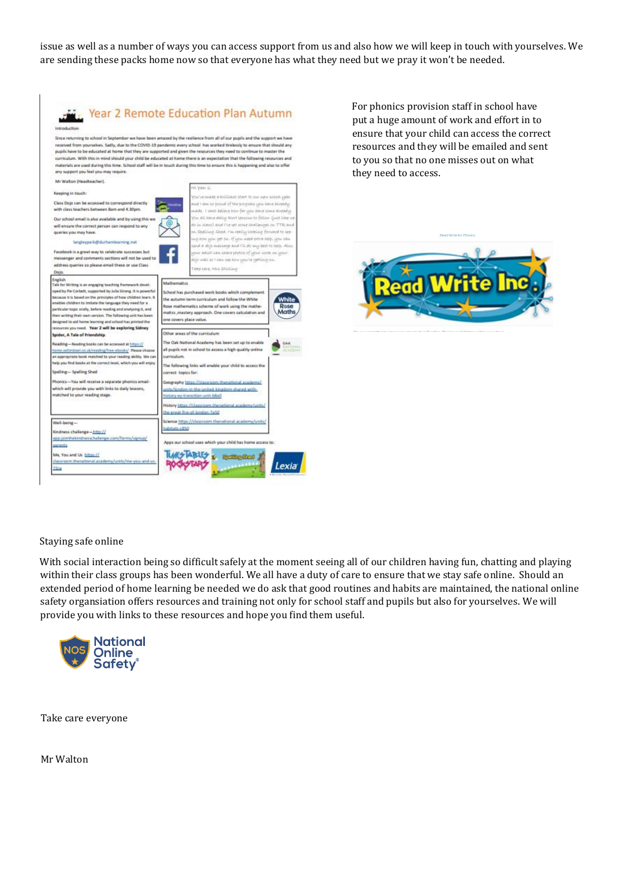issue as well as a number of ways you can access support from us and also how we will keep in touch with yourselves. We are sending these packs home now so that everyone has what they need but we pray it won't be needed.

For phonics provision staff in school have put a huge amount of work and effort in to ensure that your child can access the correct resources and they will be emailed and sent to you so that no one misses out on what they need to access.

Staying safe online

With social interaction being so difficult safely at the moment seeing all of our children having fun, chatting and playing within their class groups has been wonderful. We all have a duty of care to ensure that we stay safe online. Should an extended period of home learning be needed we do ask that good routines and habits are maintained, the national online safety organsiation offers resources and training not only for school staff and pupils but also for yourselves. We will provide you with links to these resources and hope you find them useful.

Take care everyone

Mr Walton